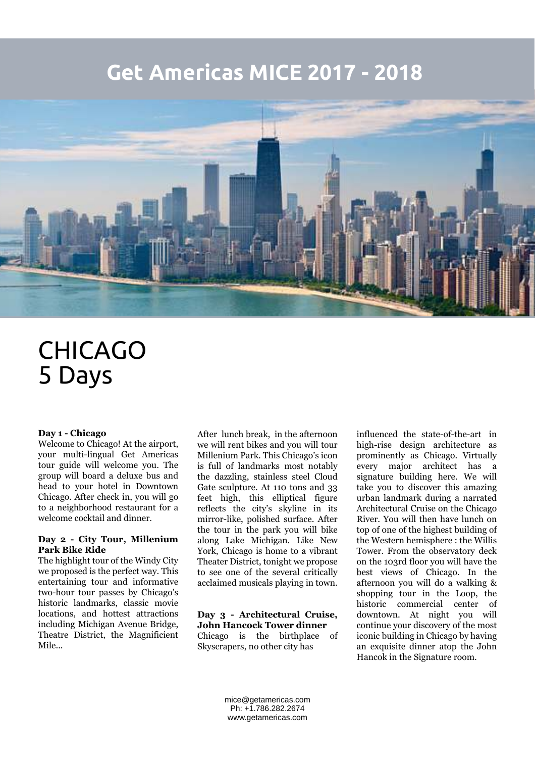# Get Americas MICE 2017 - 2018

## CHICAGO
## 5 Days

**Day 1 - Chicago**
Welcome to Chicago! At the airport, your multi-lingual Get Americas tour guide will welcome you. The group will board a deluxe bus and head to your hotel in Downtown Chicago. After check in, you will go to a neighborhood restaurant for a welcome cocktail and dinner.

**Day 2 - City Tour, Millenium Park Bike Ride**
The highlight tour of the Windy City we proposed is the perfect way. This entertaining tour and informative two-hour tour passes by Chicago's historic landmarks, classic movie locations, and hottest attractions including Michigan Avenue Bridge, Theatre District, the Magnificient Mile...

After lunch break, in the afternoon we will rent bikes and you will tour Millenium Park. This Chicago's icon is full of landmarks most notably the dazzling, stainless steel Cloud Gate sculpture. At 110 tons and 33 feet high, this elliptical figure reflects the city's skyline in its mirror-like, polished surface. After the tour in the park you will bike along Lake Michigan. Like New York, Chicago is home to a vibrant Theater District, tonight we propose to see one of the several critically acclaimed musicals playing in town.

**Day 3 - Architectural Cruise, John Hancock Tower dinner**
Chicago is the birthplace of Skyscrapers, no other city has influenced the state-of-the-art in high-rise design architecture as prominently as Chicago. Virtually every major architect has a signature building here. We will take you to discover this amazing urban landmark during a narrated Architectural Cruise on the Chicago River. You will then have lunch on top of one of the highest building of the Western hemisphere : the Willis Tower. From the observatory deck on the 103rd floor you will have the best views of Chicago. In the afternoon you will do a walking & shopping tour in the Loop, the historic commercial center of downtown. At night you will continue your discovery of the most iconic building in Chicago by having an exquisite dinner atop the John Hancok in the Signature room.

mice@getamericas.com
Ph: +1.786.282.2674
www.getamericas.com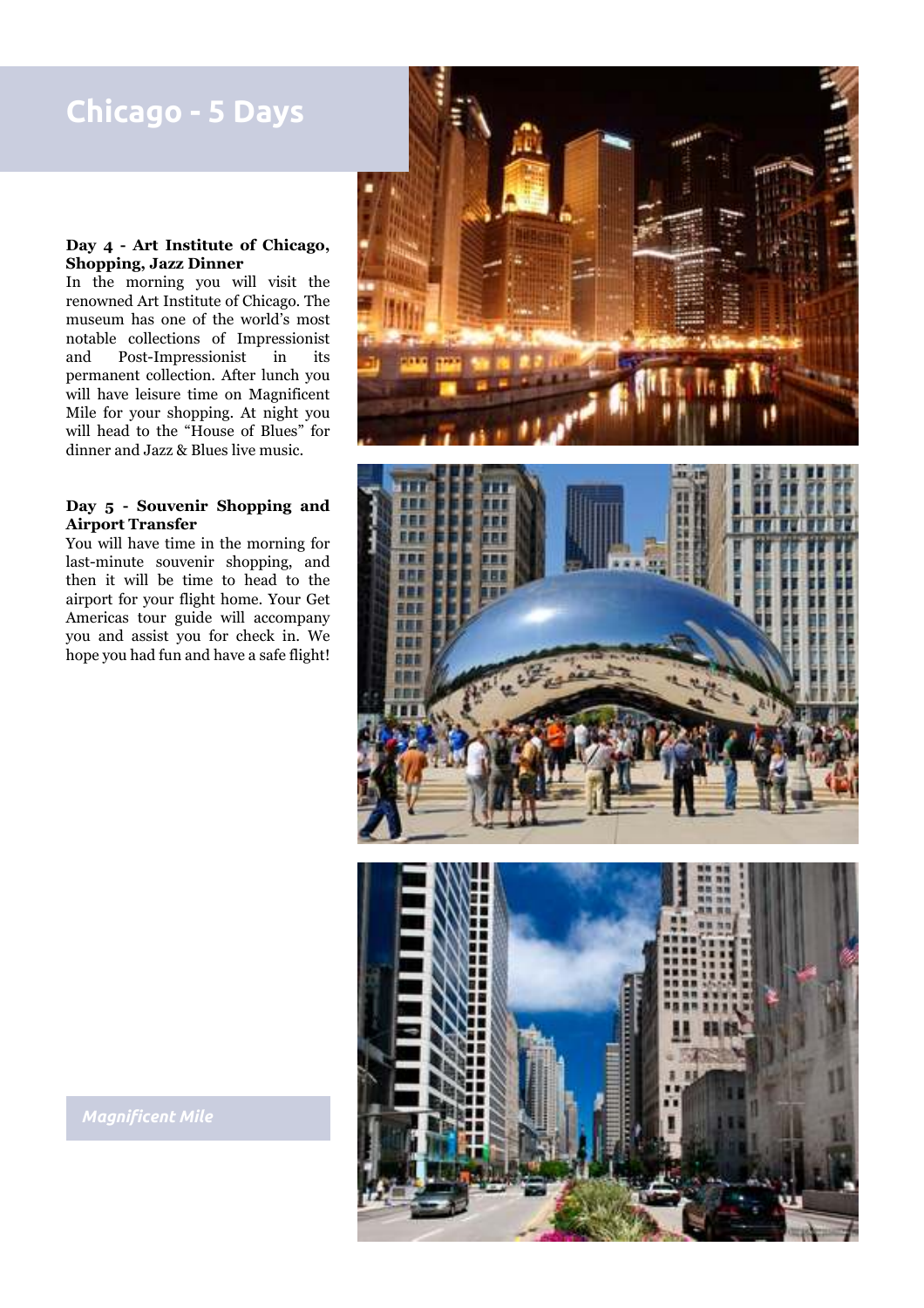# Chicago - 5 Days

**Day 4 - Art Institute of Chicago, Shopping, Jazz Dinner**
In the morning you will visit the renowned Art Institute of Chicago. The museum has one of the world's most notable collections of Impressionist and Post-Impressionist in its permanent collection. After lunch you will have leisure time on Magnificent Mile for your shopping. At night you will head to the "House of Blues" for dinner and Jazz & Blues live music.

**Day 5 - Souvenir Shopping and Airport Transfer**
You will have time in the morning for last-minute souvenir shopping, and then it will be time to head to the airport for your flight home. Your Get Americas tour guide will accompany you and assist you for check in. We hope you had fun and have a safe flight!

*Magnificent Mile*